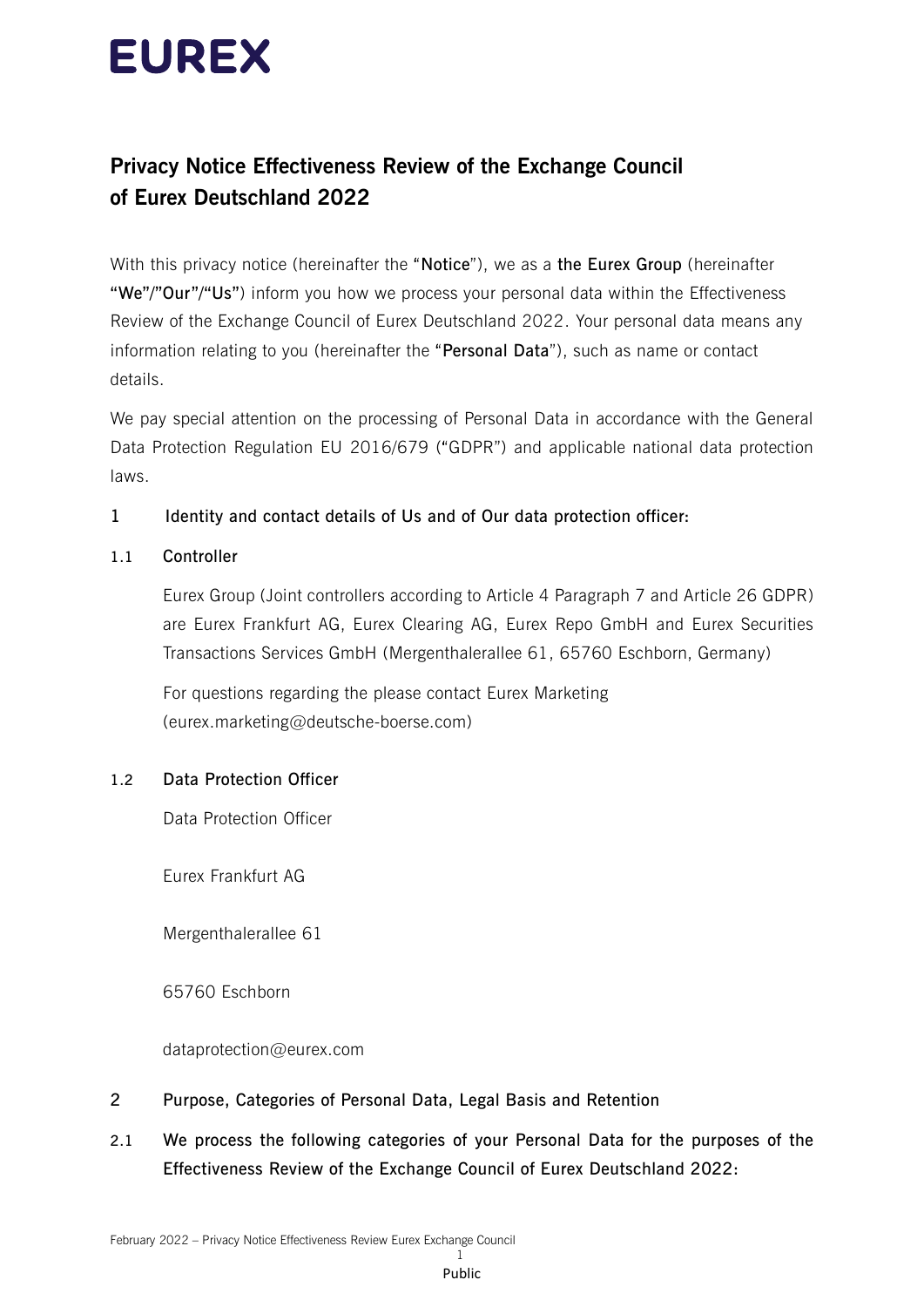# EUREX

## Privacy Notice Effectiveness Review of the Exchange Council of Eurex Deutschland 2022

With this privacy notice (hereinafter the "**Notice**"), we as a **the Eurex Group** (hereinafter "**We**"/"**Our**"/"**Us**") inform you how we process your personal data within the Effectiveness Review of the Exchange Council of Eurex Deutschland 2022. Your personal data means any information relating to you (hereinafter the "**Personal Data**"), such as name or contact details.

We pay special attention on the processing of Personal Data in accordance with the General Data Protection Regulation EU 2016/679 ("GDPR") and applicable national data protection laws.

### 1 Identity and contact details of Us and of Our data protection officer:

#### 1.1 Controller

Eurex Group (Joint controllers according to Article 4 Paragraph 7 and Article 26 GDPR) are Eurex Frankfurt AG, Eurex Clearing AG, Eurex Repo GmbH and Eurex Securities Transactions Services GmbH (Mergenthalerallee 61, 65760 Eschborn, Germany)

For questions regarding the please contact Eurex Marketing (eurex.marketing@deutsche-boerse.com)

#### 1.2 Data Protection Officer

Data Protection Officer

Eurex Frankfurt AG

Mergenthalerallee 61

65760 Eschborn

dataprotection@eurex.com

### 2 Purpose, Categories of Personal Data, Legal Basis and Retention

#### 2.1 We process the following categories of your Personal Data for the purposes of the Effectiveness Review of the Exchange Council of Eurex Deutschland 2022: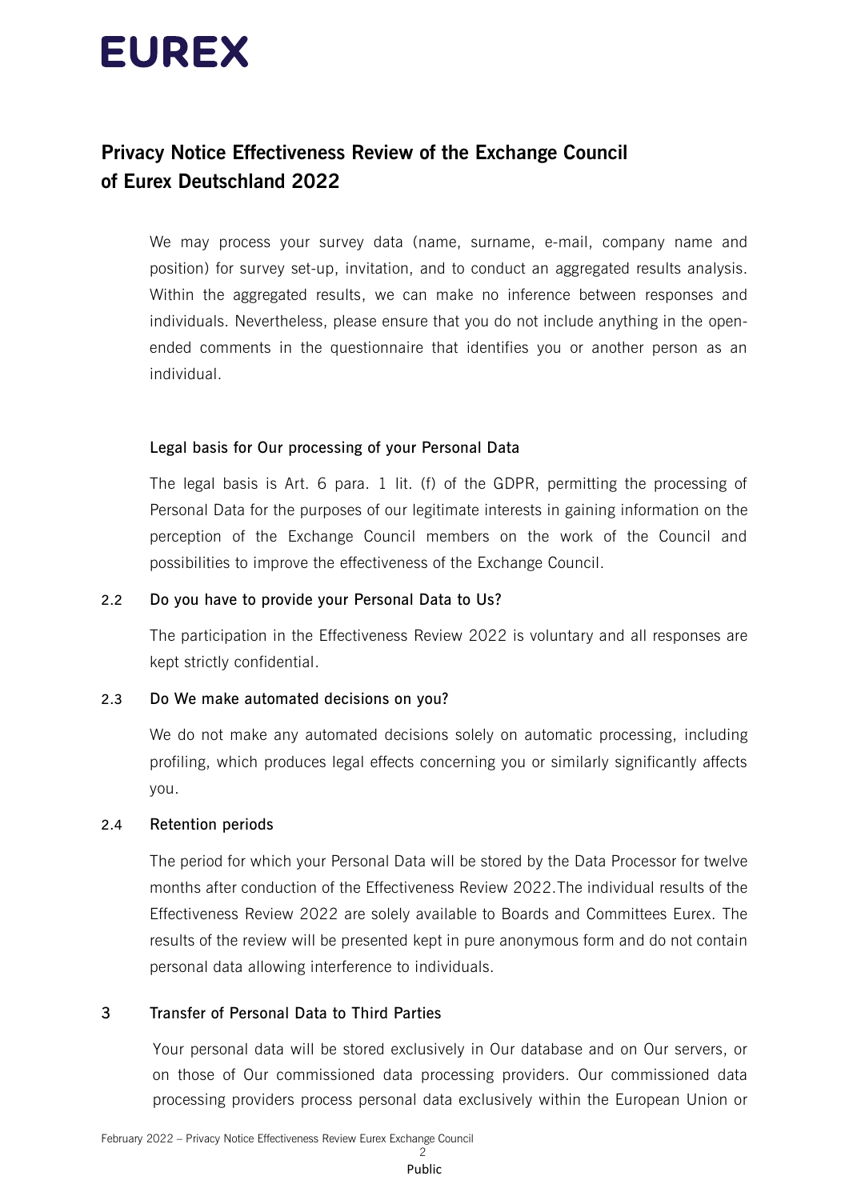# EUREX

## Privacy Notice Effectiveness Review of the Exchange Council of Eurex Deutschland 2022

We may process your survey data (name, surname, e-mail, company name and position) for survey set-up, invitation, and to conduct an aggregated results analysis. Within the aggregated results, we can make no inference between responses and individuals. Nevertheless, please ensure that you do not include anything in the open-ended comments in the questionnaire that identifies you or another person as an individual.

**Legal basis for Our processing of your Personal Data**

The legal basis is Art. 6 para. 1 lit. (f) of the GDPR, permitting the processing of Personal Data for the purposes of our legitimate interests in gaining information on the perception of the Exchange Council members on the work of the Council and possibilities to improve the effectiveness of the Exchange Council.

### 2.2 Do you have to provide your Personal Data to Us?

The participation in the Effectiveness Review 2022 is voluntary and all responses are kept strictly confidential.

### 2.3 Do We make automated decisions on you?

We do not make any automated decisions solely on automatic processing, including profiling, which produces legal effects concerning you or similarly significantly affects you.

### 2.4 Retention periods

The period for which your Personal Data will be stored by the Data Processor for twelve months after conduction of the Effectiveness Review 2022.The individual results of the Effectiveness Review 2022 are solely available to Boards and Committees Eurex. The results of the review will be presented kept in pure anonymous form and do not contain personal data allowing interference to individuals.

## 3 Transfer of Personal Data to Third Parties

Your personal data will be stored exclusively in Our database and on Our servers, or on those of Our commissioned data processing providers. Our commissioned data processing providers process personal data exclusively within the European Union or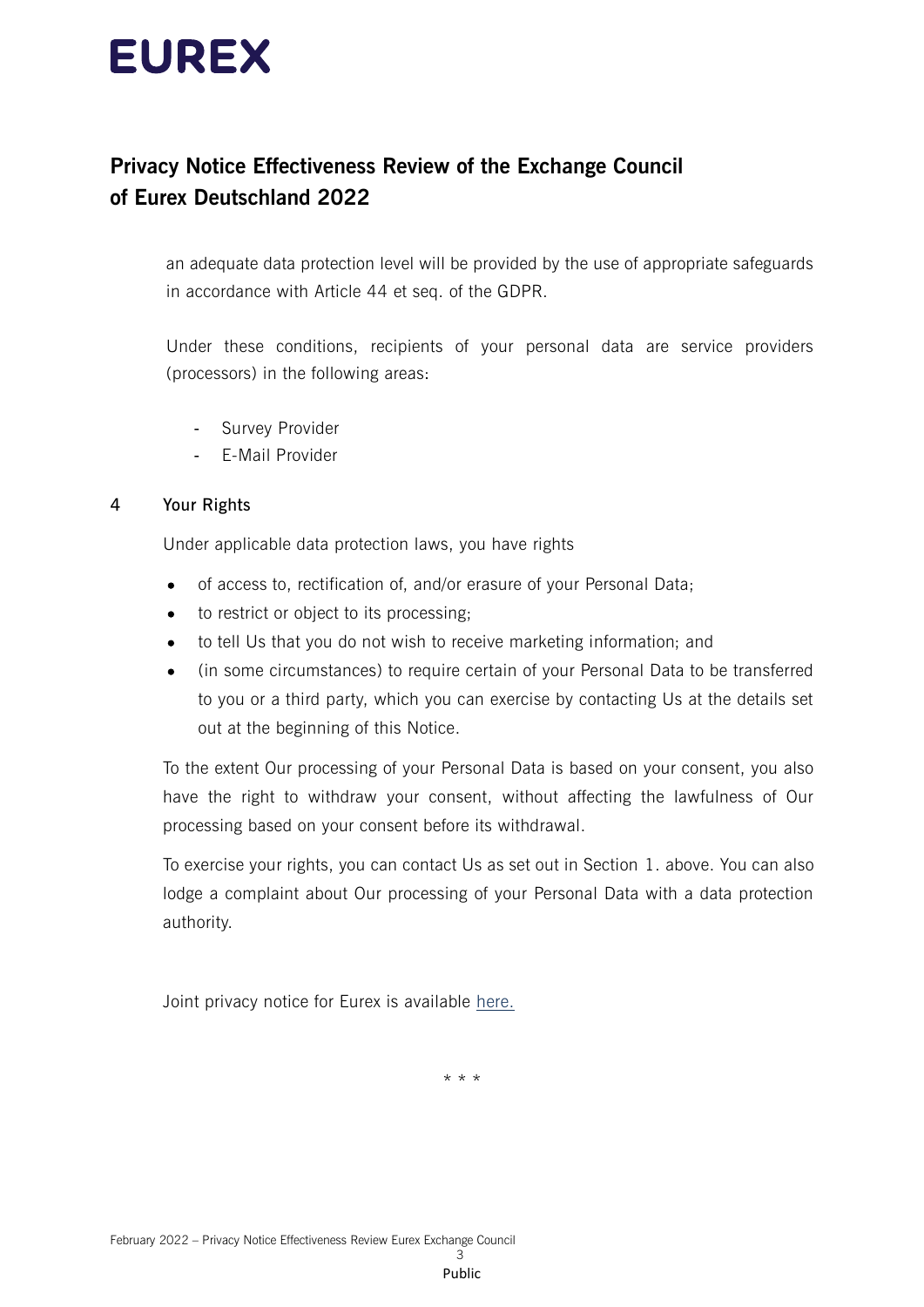an adequate data protection level will be provided by the use of appropriate safeguards in accordance with Article 44 et seq. of the GDPR.

Under these conditions, recipients of your personal data are service providers (processors) in the following areas:

- Survey Provider
- E-Mail Provider

## 4 Your Rights

Under applicable data protection laws, you have rights

- of access to, rectification of, and/or erasure of your Personal Data;
- to restrict or object to its processing;
- to tell Us that you do not wish to receive marketing information; and
- (in some circumstances) to require certain of your Personal Data to be transferred to you or a third party, which you can exercise by contacting Us at the details set out at the beginning of this Notice.

To the extent Our processing of your Personal Data is based on your consent, you also have the right to withdraw your consent, without affecting the lawfulness of Our processing based on your consent before its withdrawal.

To exercise your rights, you can contact Us as set out in Section 1. above. You can also lodge a complaint about Our processing of your Personal Data with a data protection authority.

Joint privacy notice for Eurex is available here.

\* \* \*